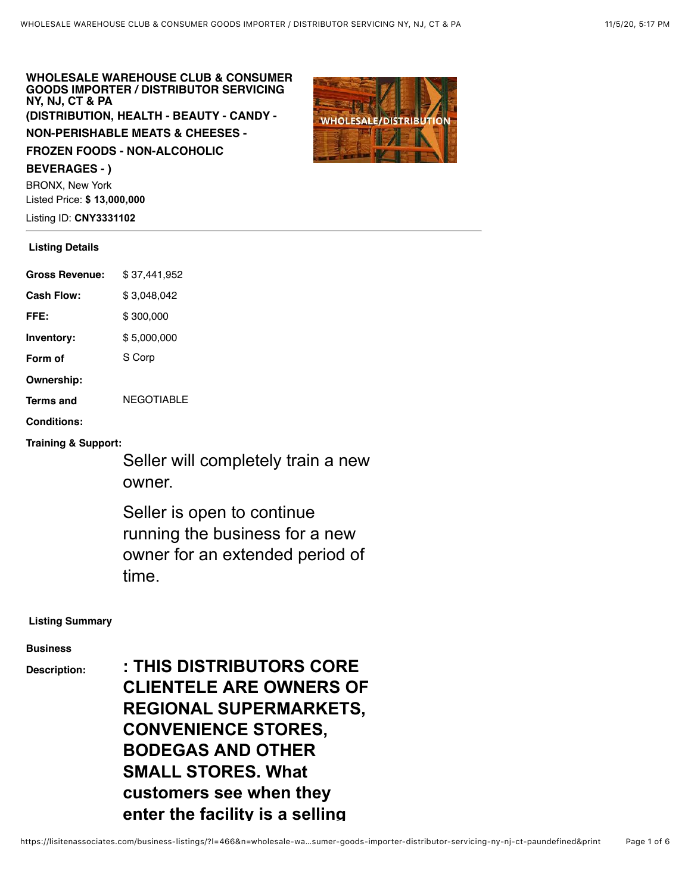# WHOLESALE WAREHOUSE CLUB & CONSUMER GOODS IMPORTER / DISTRIBUTOR SERVICING NY, NJ, CT & PA

**(DISTRIBUTION, HEALTH - BEAUTY - CANDY - NON-PERISHABLE MEATS & CHEESES - FROZEN FOODS - NON-ALCOHOLIC BEVERAGES - )**

BRONX, New York

Listed Price: **$ 13,000,000**

Listing ID: **CNY3331102**

## Listing Details

| | |
|---|---|
| **Gross Revenue:** | $ 37,441,952 |
| **Cash Flow:** | $ 3,048,042 |
| **FFE:** | $ 300,000 |
| **Inventory:** | $ 5,000,000 |
| **Form of Ownership:** | S Corp |
| **Terms and Conditions:** | NEGOTIABLE |

**Training & Support:**

Seller will completely train a new owner.

Seller is open to continue running the business for a new owner for an extended period of time.

## Listing Summary

**Business Description:**

**: THIS DISTRIBUTORS CORE CLIENTELE ARE OWNERS OF REGIONAL SUPERMARKETS, CONVENIENCE STORES, BODEGAS AND OTHER SMALL STORES. What customers see when they enter the facility is a selling**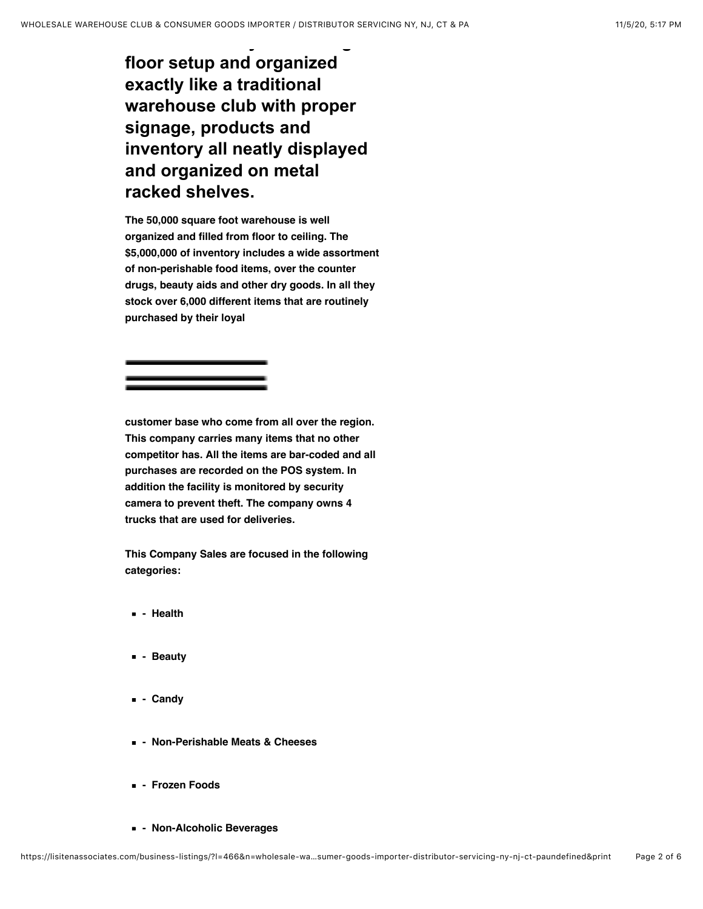**floor setup and organized exactly like a traditional warehouse club with proper signage, products and inventory all neatly displayed and organized on metal racked shelves.**

**The 50,000 square foot warehouse is well organized and filled from floor to ceiling. The $5,000,000 of inventory includes a wide assortment of non-perishable food items, over the counter drugs, beauty aids and other dry goods. In all they stock over 6,000 different items that are routinely purchased by their loyal**

**customer base who come from all over the region. This company carries many items that no other competitor has. All the items are bar-coded and all purchases are recorded on the POS system. In addition the facility is monitored by security camera to prevent theft. The company owns 4 trucks that are used for deliveries.**

**This Company Sales are focused in the following categories:**

- **- Health**
- **- Beauty**
- **- Candy**
- **- Non-Perishable Meats & Cheeses**
- **- Frozen Foods**
- **- Non-Alcoholic Beverages**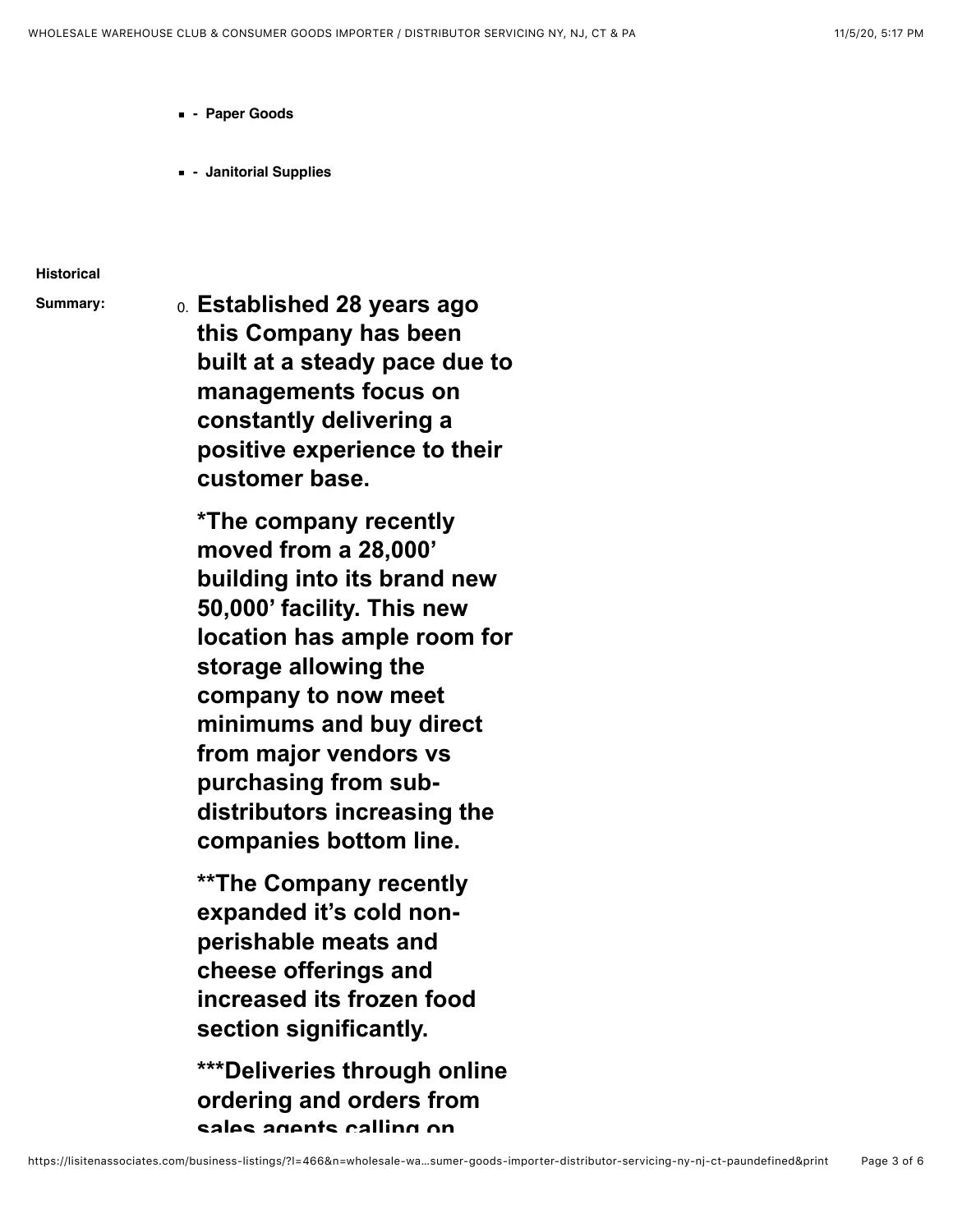- **- Paper Goods**

- **- Janitorial Supplies**

**Historical Summary:**

0. **Established 28 years ago this Company has been built at a steady pace due to managements focus on constantly delivering a positive experience to their customer base.**

   ***The company recently moved from a 28,000' building into its brand new 50,000' facility. This new location has ample room for storage allowing the company to now meet minimums and buy direct from major vendors vs purchasing from sub-distributors increasing the companies bottom line.**

   ****The Company recently expanded it's cold non-perishable meats and cheese offerings and increased its frozen food section significantly.**

   *****Deliveries through online ordering and orders from sales agents calling on**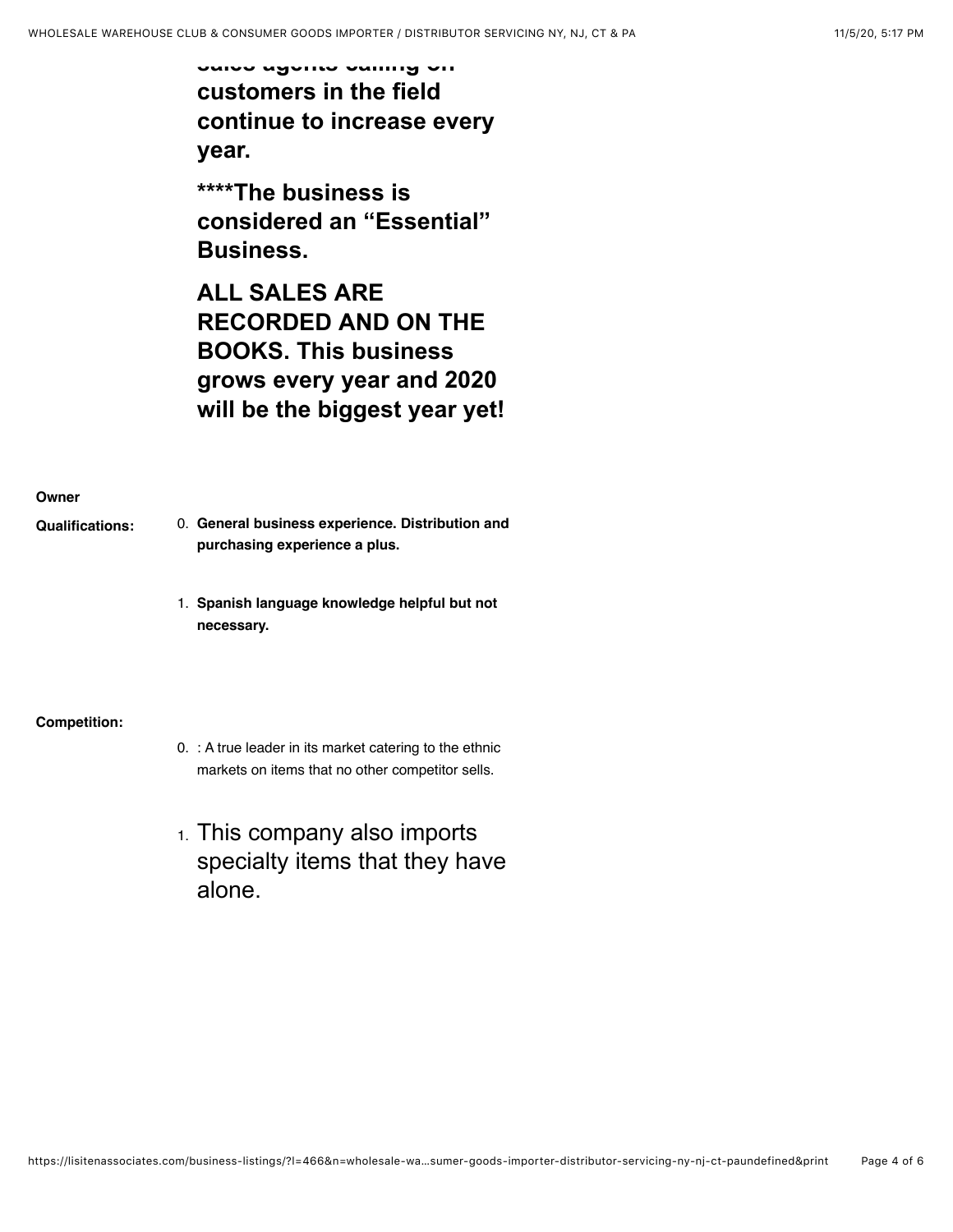**sales agents calling on customers in the field continue to increase every year.**

**\*\*\*\*The business is considered an "Essential" Business.**

**ALL SALES ARE RECORDED AND ON THE BOOKS. This business grows every year and 2020 will be the biggest year yet!**

**Owner Qualifications:**

0. **General business experience. Distribution and purchasing experience a plus.**
1. **Spanish language knowledge helpful but not necessary.**

**Competition:**

0. : A true leader in its market catering to the ethnic markets on items that no other competitor sells.
1. This company also imports specialty items that they have alone.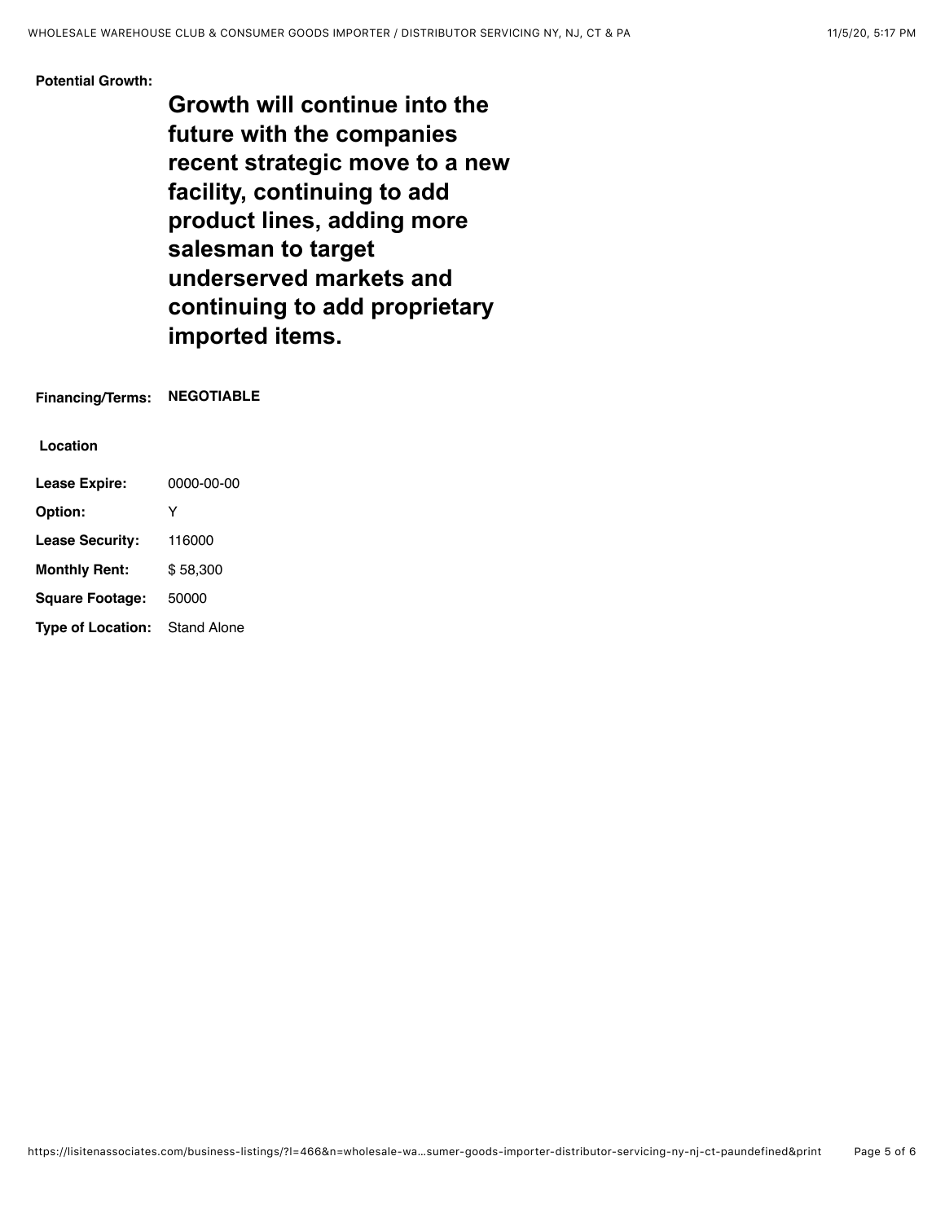**Potential Growth:**

**Growth will continue into the future with the companies recent strategic move to a new facility, continuing to add product lines, adding more salesman to target underserved markets and continuing to add proprietary imported items.**

**Financing/Terms:** **NEGOTIABLE**

**Location**

| | |
|---|---|
| **Lease Expire:** | 0000-00-00 |
| **Option:** | Y |
| **Lease Security:** | 116000 |
| **Monthly Rent:** | $ 58,300 |
| **Square Footage:** | 50000 |
| **Type of Location:** | Stand Alone |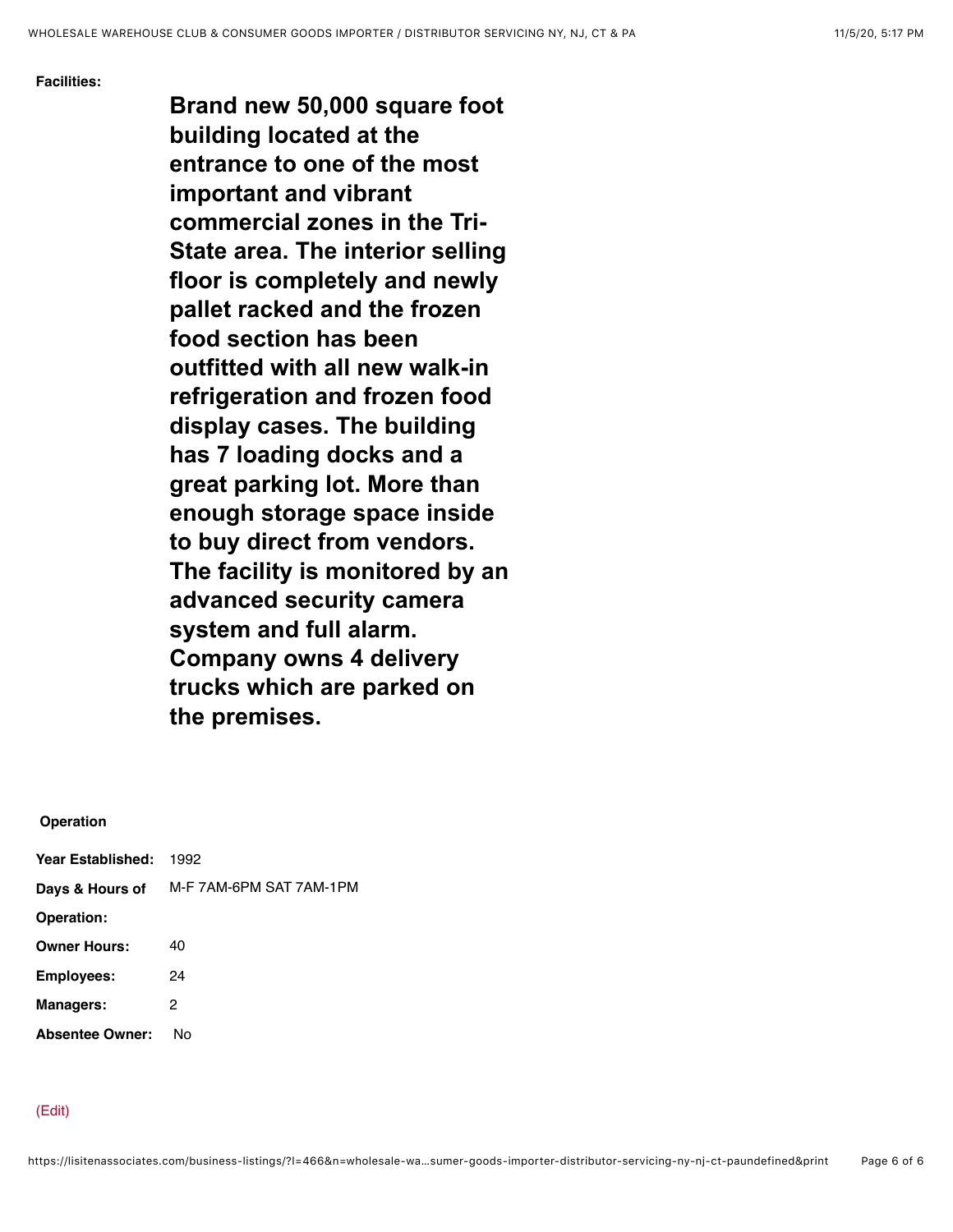**Facilities:**

**Brand new 50,000 square foot building located at the entrance to one of the most important and vibrant commercial zones in the Tri-State area. The interior selling floor is completely and newly pallet racked and the frozen food section has been outfitted with all new walk-in refrigeration and frozen food display cases. The building has 7 loading docks and a great parking lot. More than enough storage space inside to buy direct from vendors. The facility is monitored by an advanced security camera system and full alarm. Company owns 4 delivery trucks which are parked on the premises.**

**Operation**

| | |
|---|---|
| **Year Established:** | 1992 |
| **Days & Hours of Operation:** | M-F 7AM-6PM SAT 7AM-1PM |
| **Owner Hours:** | 40 |
| **Employees:** | 24 |
| **Managers:** | 2 |
| **Absentee Owner:** | No |

(Edit)